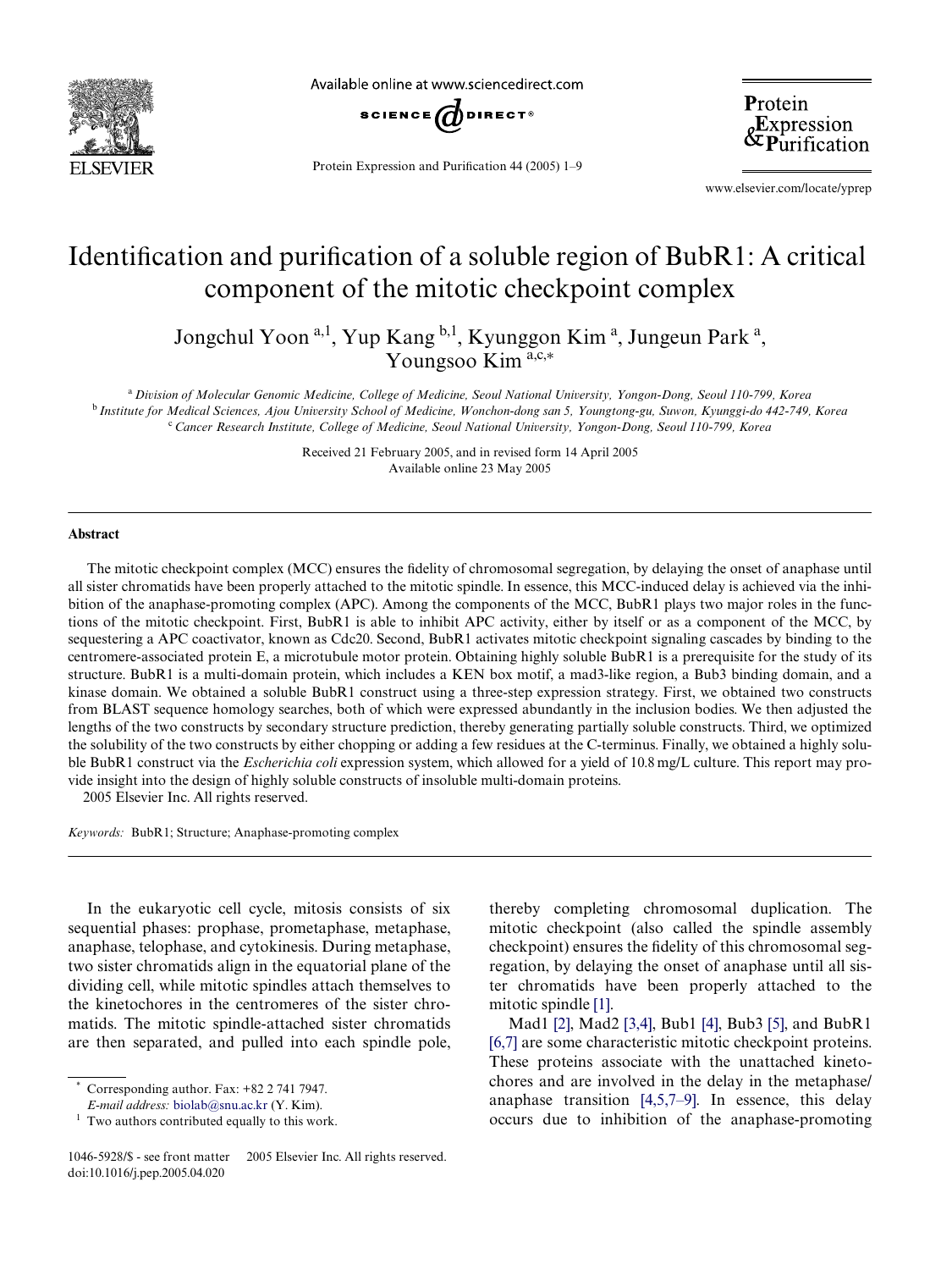# Identification and purification of a soluble region of BubR1: A critical component of the mitotic checkpoint complex

Jongchul Yoon [a,1], Yup Kang [b,1], Kyunggon Kim [a], Jungeun Park [a], Youngsoo Kim [a,c,*]

[a] *Division of Molecular Genomic Medicine, College of Medicine, Seoul National University, Yongon-Dong, Seoul 110-799, Korea*
[b] *Institute for Medical Sciences, Ajou University School of Medicine, Wonchon-dong san 5, Youngtong-gu, Suwon, Kyunggi-do 442-749, Korea*
[c] *Cancer Research Institute, College of Medicine, Seoul National University, Yongon-Dong, Seoul 110-799, Korea*

Received 21 February 2005, and in revised form 14 April 2005
Available online 23 May 2005

## Abstract

The mitotic checkpoint complex (MCC) ensures the fidelity of chromosomal segregation, by delaying the onset of anaphase until all sister chromatids have been properly attached to the mitotic spindle. In essence, this MCC-induced delay is achieved via the inhibition of the anaphase-promoting complex (APC). Among the components of the MCC, BubR1 plays two major roles in the functions of the mitotic checkpoint. First, BubR1 is able to inhibit APC activity, either by itself or as a component of the MCC, by sequestering a APC coactivator, known as Cdc20. Second, BubR1 activates mitotic checkpoint signaling cascades by binding to the centromere-associated protein E, a microtubule motor protein. Obtaining highly soluble BubR1 is a prerequisite for the study of its structure. BubR1 is a multi-domain protein, which includes a KEN box motif, a mad3-like region, a Bub3 binding domain, and a kinase domain. We obtained a soluble BubR1 construct using a three-step expression strategy. First, we obtained two constructs from BLAST sequence homology searches, both of which were expressed abundantly in the inclusion bodies. We then adjusted the lengths of the two constructs by secondary structure prediction, thereby generating partially soluble constructs. Third, we optimized the solubility of the two constructs by either chopping or adding a few residues at the C-terminus. Finally, we obtained a highly soluble BubR1 construct via the *Escherichia coli* expression system, which allowed for a yield of 10.8 mg/L culture. This report may provide insight into the design of highly soluble constructs of insoluble multi-domain proteins.
© 2005 Elsevier Inc. All rights reserved.

*Keywords:* BubR1; Structure; Anaphase-promoting complex

In the eukaryotic cell cycle, mitosis consists of six sequential phases: prophase, prometaphase, metaphase, anaphase, telophase, and cytokinesis. During metaphase, two sister chromatids align in the equatorial plane of the dividing cell, while mitotic spindles attach themselves to the kinetochores in the centromeres of the sister chromatids. The mitotic spindle-attached sister chromatids are then separated, and pulled into each spindle pole, thereby completing chromosomal duplication. The mitotic checkpoint (also called the spindle assembly checkpoint) ensures the fidelity of this chromosomal segregation, by delaying the onset of anaphase until all sister chromatids have been properly attached to the mitotic spindle [1].

Mad1 [2], Mad2 [3,4], Bub1 [4], Bub3 [5], and BubR1 [6,7] are some characteristic mitotic checkpoint proteins. These proteins associate with the unattached kinetochores and are involved in the delay in the metaphase/anaphase transition [4,5,7–9]. In essence, this delay occurs due to inhibition of the anaphase-promoting

\* Corresponding author. Fax: +82 2 741 7947.
*E-mail address:* biolab@snu.ac.kr (Y. Kim).
[1] Two authors contributed equally to this work.

1046-5928/$ - see front matter © 2005 Elsevier Inc. All rights reserved.
doi:10.1016/j.pep.2005.04.020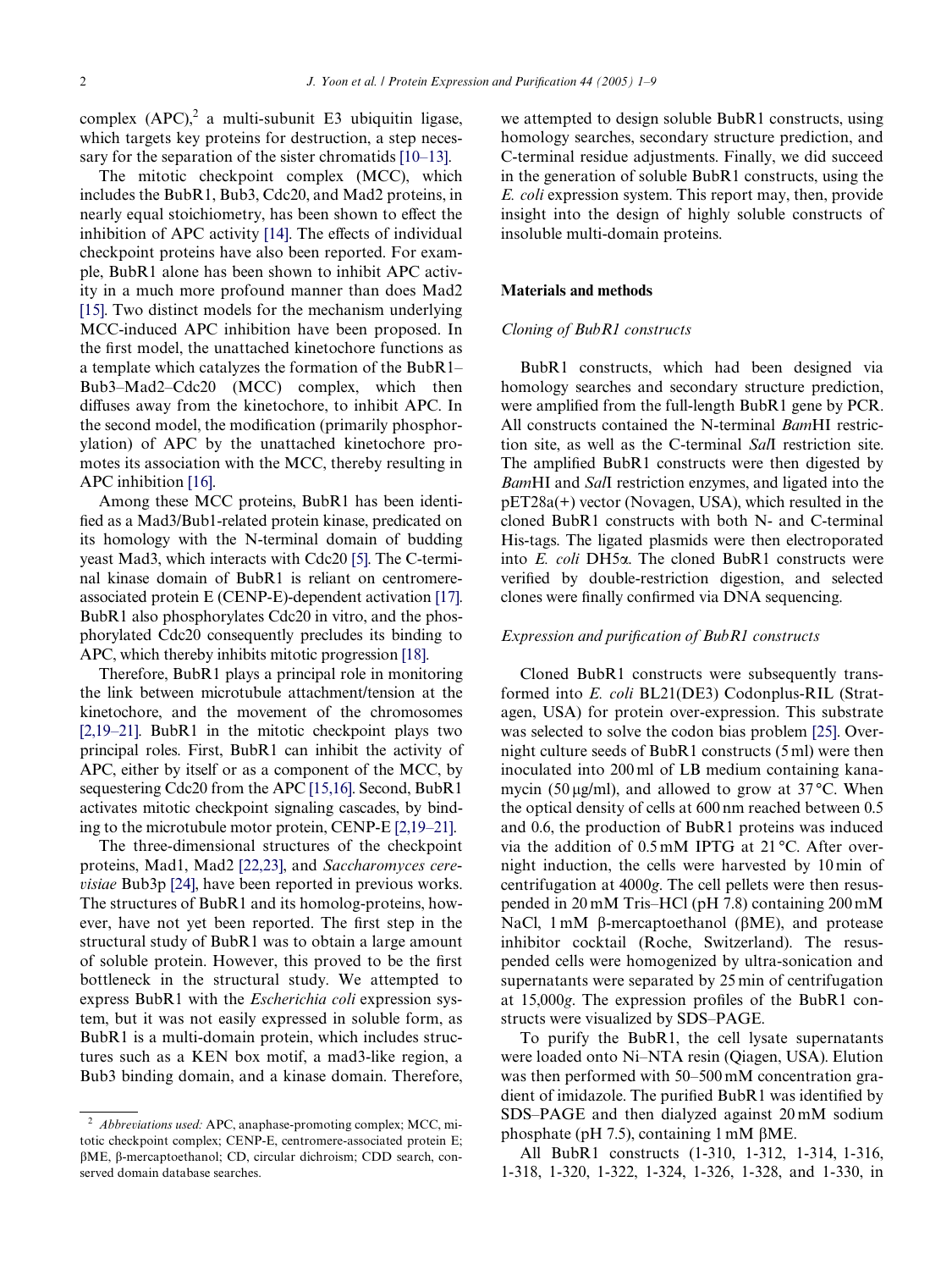complex (APC),[2] a multi-subunit E3 ubiquitin ligase, which targets key proteins for destruction, a step necessary for the separation of the sister chromatids [10–13].

The mitotic checkpoint complex (MCC), which includes the BubR1, Bub3, Cdc20, and Mad2 proteins, in nearly equal stoichiometry, has been shown to effect the inhibition of APC activity [14]. The effects of individual checkpoint proteins have also been reported. For example, BubR1 alone has been shown to inhibit APC activity in a much more profound manner than does Mad2 [15]. Two distinct models for the mechanism underlying MCC-induced APC inhibition have been proposed. In the first model, the unattached kinetochore functions as a template which catalyzes the formation of the BubR1–Bub3–Mad2–Cdc20 (MCC) complex, which then diffuses away from the kinetochore, to inhibit APC. In the second model, the modification (primarily phosphorylation) of APC by the unattached kinetochore promotes its association with the MCC, thereby resulting in APC inhibition [16].

Among these MCC proteins, BubR1 has been identified as a Mad3/Bub1-related protein kinase, predicated on its homology with the N-terminal domain of budding yeast Mad3, which interacts with Cdc20 [5]. The C-terminal kinase domain of BubR1 is reliant on centromere-associated protein E (CENP-E)-dependent activation [17]. BubR1 also phosphorylates Cdc20 in vitro, and the phosphorylated Cdc20 consequently precludes its binding to APC, which thereby inhibits mitotic progression [18].

Therefore, BubR1 plays a principal role in monitoring the link between microtubule attachment/tension at the kinetochore, and the movement of the chromosomes [2,19–21]. BubR1 in the mitotic checkpoint plays two principal roles. First, BubR1 can inhibit the activity of APC, either by itself or as a component of the MCC, by sequestering Cdc20 from the APC [15,16]. Second, BubR1 activates mitotic checkpoint signaling cascades, by binding to the microtubule motor protein, CENP-E [2,19–21].

The three-dimensional structures of the checkpoint proteins, Mad1, Mad2 [22,23], and *Saccharomyces cerevisiae* Bub3p [24], have been reported in previous works. The structures of BubR1 and its homolog-proteins, however, have not yet been reported. The first step in the structural study of BubR1 was to obtain a large amount of soluble protein. However, this proved to be the first bottleneck in the structural study. We attempted to express BubR1 with the *Escherichia coli* expression system, but it was not easily expressed in soluble form, as BubR1 is a multi-domain protein, which includes structures such as a KEN box motif, a mad3-like region, a Bub3 binding domain, and a kinase domain. Therefore, we attempted to design soluble BubR1 constructs, using homology searches, secondary structure prediction, and C-terminal residue adjustments. Finally, we did succeed in the generation of soluble BubR1 constructs, using the *E. coli* expression system. This report may, then, provide insight into the design of highly soluble constructs of insoluble multi-domain proteins.

## Materials and methods

### *Cloning of BubR1 constructs*

BubR1 constructs, which had been designed via homology searches and secondary structure prediction, were amplified from the full-length BubR1 gene by PCR. All constructs contained the N-terminal *Bam*HI restriction site, as well as the C-terminal *Sal*I restriction site. The amplified BubR1 constructs were then digested by *Bam*HI and *Sal*I restriction enzymes, and ligated into the pET28a(+) vector (Novagen, USA), which resulted in the cloned BubR1 constructs with both N- and C-terminal His-tags. The ligated plasmids were then electroporated into *E. coli* DH5α. The cloned BubR1 constructs were verified by double-restriction digestion, and selected clones were finally confirmed via DNA sequencing.

### *Expression and purification of BubR1 constructs*

Cloned BubR1 constructs were subsequently transformed into *E. coli* BL21(DE3) Codonplus-RIL (Stratagen, USA) for protein over-expression. This substrate was selected to solve the codon bias problem [25]. Overnight culture seeds of BubR1 constructs (5 ml) were then inoculated into 200 ml of LB medium containing kanamycin (50 μg/ml), and allowed to grow at 37 °C. When the optical density of cells at 600 nm reached between 0.5 and 0.6, the production of BubR1 proteins was induced via the addition of 0.5 mM IPTG at 21 °C. After overnight induction, the cells were harvested by 10 min of centrifugation at 4000*g*. The cell pellets were then resuspended in 20 mM Tris–HCl (pH 7.8) containing 200 mM NaCl, 1 mM β-mercaptoethanol (βME), and protease inhibitor cocktail (Roche, Switzerland). The resuspended cells were homogenized by ultra-sonication and supernatants were separated by 25 min of centrifugation at 15,000*g*. The expression profiles of the BubR1 constructs were visualized by SDS–PAGE.

To purify the BubR1, the cell lysate supernatants were loaded onto Ni–NTA resin (Qiagen, USA). Elution was then performed with 50–500 mM concentration gradient of imidazole. The purified BubR1 was identified by SDS–PAGE and then dialyzed against 20 mM sodium phosphate (pH 7.5), containing 1 mM βME.

All BubR1 constructs (1-310, 1-312, 1-314, 1-316, 1-318, 1-320, 1-322, 1-324, 1-326, 1-328, and 1-330, in

[2] *Abbreviations used:* APC, anaphase-promoting complex; MCC, mitotic checkpoint complex; CENP-E, centromere-associated protein E; βME, β-mercaptoethanol; CD, circular dichroism; CDD search, conserved domain database searches.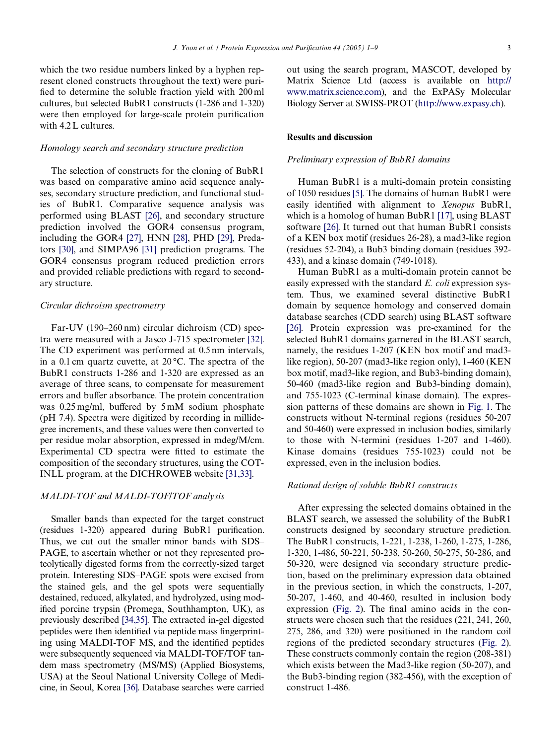which the two residue numbers linked by a hyphen represent cloned constructs throughout the text) were purified to determine the soluble fraction yield with 200 ml cultures, but selected BubR1 constructs (1-286 and 1-320) were then employed for large-scale protein purification with 4.2 L cultures.

### *Homology search and secondary structure prediction*

The selection of constructs for the cloning of BubR1 was based on comparative amino acid sequence analyses, secondary structure prediction, and functional studies of BubR1. Comparative sequence analysis was performed using BLAST [26], and secondary structure prediction involved the GOR4 consensus program, including the GOR4 [27], HNN [28], PHD [29], Predators [30], and SIMPA96 [31] prediction programs. The GOR4 consensus program reduced prediction errors and provided reliable predictions with regard to secondary structure.

### *Circular dichroism spectrometry*

Far-UV (190–260 nm) circular dichroism (CD) spectra were measured with a Jasco J-715 spectrometer [32]. The CD experiment was performed at 0.5 nm intervals, in a 0.1 cm quartz cuvette, at 20 °C. The spectra of the BubR1 constructs 1-286 and 1-320 are expressed as an average of three scans, to compensate for measurement errors and buffer absorbance. The protein concentration was 0.25 mg/ml, buffered by 5 mM sodium phosphate (pH 7.4). Spectra were digitized by recording in millidegree increments, and these values were then converted to per residue molar absorption, expressed in mdeg/M/cm. Experimental CD spectra were fitted to estimate the composition of the secondary structures, using the CONTINLL program, at the DICHROWEB website [31,33].

### *MALDI-TOF and MALDI-TOF/TOF analysis*

Smaller bands than expected for the target construct (residues 1-320) appeared during BubR1 purification. Thus, we cut out the smaller minor bands with SDS–PAGE, to ascertain whether or not they represented proteolytically digested forms from the correctly-sized target protein. Interesting SDS–PAGE spots were excised from the stained gels, and the gel spots were sequentially destained, reduced, alkylated, and hydrolyzed, using modified porcine trypsin (Promega, Southhampton, UK), as previously described [34,35]. The extracted in-gel digested peptides were then identified via peptide mass fingerprinting using MALDI-TOF MS, and the identified peptides were subsequently sequenced via MALDI-TOF/TOF tandem mass spectrometry (MS/MS) (Applied Biosystems, USA) at the Seoul National University College of Medicine, in Seoul, Korea [36]. Database searches were carried out using the search program, MASCOT, developed by Matrix Science Ltd (access is available on http://www.matrix.science.com), and the ExPASy Molecular Biology Server at SWISS-PROT (http://www.expasy.ch).

## Results and discussion

### *Preliminary expression of BubR1 domains*

Human BubR1 is a multi-domain protein consisting of 1050 residues [5]. The domains of human BubR1 were easily identified with alignment to *Xenopus* BubR1, which is a homolog of human BubR1 [17], using BLAST software [26]. It turned out that human BubR1 consists of a KEN box motif (residues 26-28), a mad3-like region (residues 52-204), a Bub3 binding domain (residues 392-433), and a kinase domain (749-1018).

Human BubR1 as a multi-domain protein cannot be easily expressed with the standard *E. coli* expression system. Thus, we examined several distinctive BubR1 domain by sequence homology and conserved domain database searches (CDD search) using BLAST software [26]. Protein expression was pre-examined for the selected BubR1 domains garnered in the BLAST search, namely, the residues 1-207 (KEN box motif and mad3-like region), 50-207 (mad3-like region only), 1-460 (KEN box motif, mad3-like region, and Bub3-binding domain), 50-460 (mad3-like region and Bub3-binding domain), and 755-1023 (C-terminal kinase domain). The expression patterns of these domains are shown in Fig. 1. The constructs without N-terminal regions (residues 50-207 and 50-460) were expressed in inclusion bodies, similarly to those with N-termini (residues 1-207 and 1-460). Kinase domains (residues 755-1023) could not be expressed, even in the inclusion bodies.

### *Rational design of soluble BubR1 constructs*

After expressing the selected domains obtained in the BLAST search, we assessed the solubility of the BubR1 constructs designed by secondary structure prediction. The BubR1 constructs, 1-221, 1-238, 1-260, 1-275, 1-286, 1-320, 1-486, 50-221, 50-238, 50-260, 50-275, 50-286, and 50-320, were designed via secondary structure prediction, based on the preliminary expression data obtained in the previous section, in which the constructs, 1-207, 50-207, 1-460, and 40-460, resulted in inclusion body expression (Fig. 2). The final amino acids in the constructs were chosen such that the residues (221, 241, 260, 275, 286, and 320) were positioned in the random coil regions of the predicted secondary structures (Fig. 2). These constructs commonly contain the region (208-381) which exists between the Mad3-like region (50-207), and the Bub3-binding region (382-456), with the exception of construct 1-486.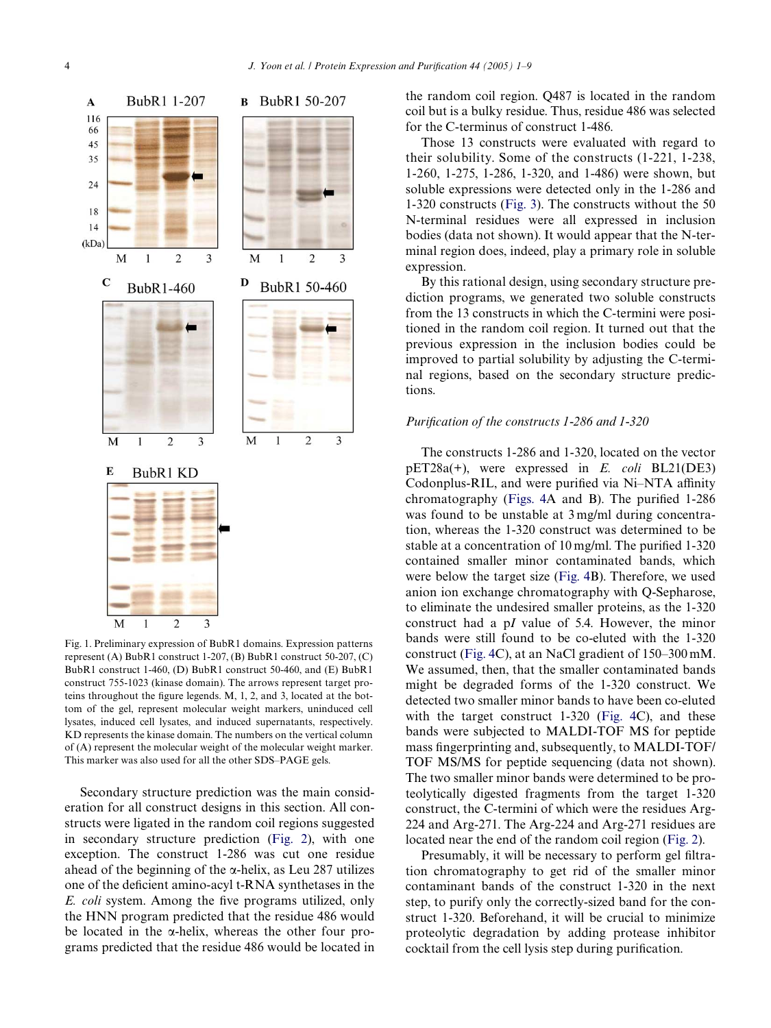Fig. 1. Preliminary expression of BubR1 domains. Expression patterns represent (A) BubR1 construct 1-207, (B) BubR1 construct 50-207, (C) BubR1 construct 1-460, (D) BubR1 construct 50-460, and (E) BubR1 construct 755-1023 (kinase domain). The arrows represent target proteins throughout the figure legends. M, 1, 2, and 3, located at the bottom of the gel, represent molecular weight markers, uninduced cell lysates, induced cell lysates, and induced supernatants, respectively. KD represents the kinase domain. The numbers on the vertical column of (A) represent the molecular weight of the molecular weight marker. This marker was also used for all the other SDS–PAGE gels.

Secondary structure prediction was the main consideration for all construct designs in this section. All constructs were ligated in the random coil regions suggested in secondary structure prediction (Fig. 2), with one exception. The construct 1-286 was cut one residue ahead of the beginning of the α-helix, as Leu 287 utilizes one of the deficient amino-acyl t-RNA synthetases in the *E. coli* system. Among the five programs utilized, only the HNN program predicted that the residue 486 would be located in the α-helix, whereas the other four programs predicted that the residue 486 would be located in the random coil region. Q487 is located in the random coil but is a bulky residue. Thus, residue 486 was selected for the C-terminus of construct 1-486.

Those 13 constructs were evaluated with regard to their solubility. Some of the constructs (1-221, 1-238, 1-260, 1-275, 1-286, 1-320, and 1-486) were shown, but soluble expressions were detected only in the 1-286 and 1-320 constructs (Fig. 3). The constructs without the 50 N-terminal residues were all expressed in inclusion bodies (data not shown). It would appear that the N-terminal region does, indeed, play a primary role in soluble expression.

By this rational design, using secondary structure prediction programs, we generated two soluble constructs from the 13 constructs in which the C-termini were positioned in the random coil region. It turned out that the previous expression in the inclusion bodies could be improved to partial solubility by adjusting the C-terminal regions, based on the secondary structure predictions.

### *Purification of the constructs 1-286 and 1-320*

The constructs 1-286 and 1-320, located on the vector pET28a(+), were expressed in *E. coli* BL21(DE3) Codonplus-RIL, and were purified via Ni–NTA affinity chromatography (Figs. 4A and B). The purified 1-286 was found to be unstable at 3 mg/ml during concentration, whereas the 1-320 construct was determined to be stable at a concentration of 10 mg/ml. The purified 1-320 contained smaller minor contaminated bands, which were below the target size (Fig. 4B). Therefore, we used anion ion exchange chromatography with Q-Sepharose, to eliminate the undesired smaller proteins, as the 1-320 construct had a p*I* value of 5.4. However, the minor bands were still found to be co-eluted with the 1-320 construct (Fig. 4C), at an NaCl gradient of 150–300 mM. We assumed, then, that the smaller contaminated bands might be degraded forms of the 1-320 construct. We detected two smaller minor bands to have been co-eluted with the target construct 1-320 (Fig. 4C), and these bands were subjected to MALDI-TOF MS for peptide mass fingerprinting and, subsequently, to MALDI-TOF/TOF MS/MS for peptide sequencing (data not shown). The two smaller minor bands were determined to be proteolytically digested fragments from the target 1-320 construct, the C-termini of which were the residues Arg-224 and Arg-271. The Arg-224 and Arg-271 residues are located near the end of the random coil region (Fig. 2).

Presumably, it will be necessary to perform gel filtration chromatography to get rid of the smaller minor contaminant bands of the construct 1-320 in the next step, to purify only the correctly-sized band for the construct 1-320. Beforehand, it will be crucial to minimize proteolytic degradation by adding protease inhibitor cocktail from the cell lysis step during purification.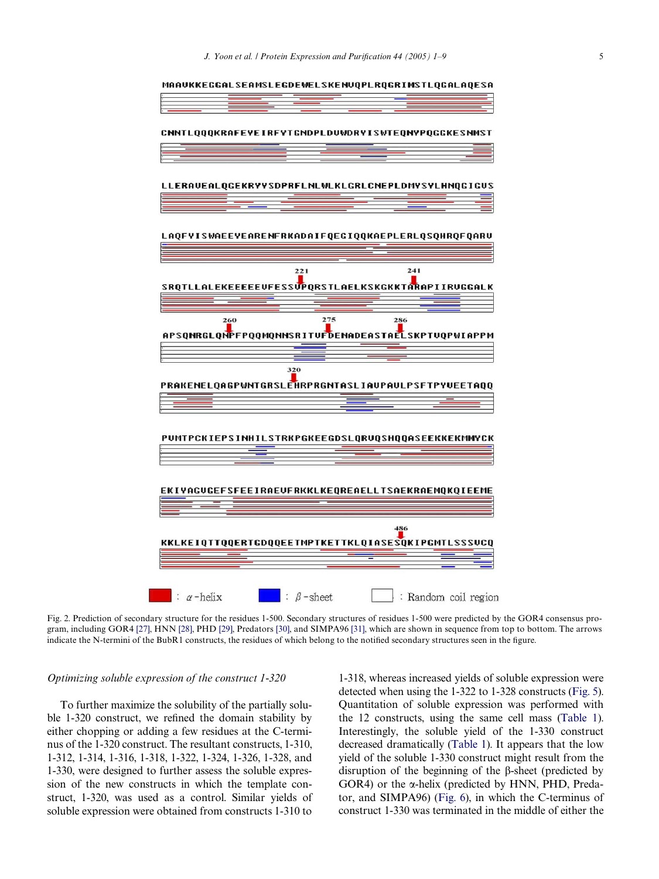MAAVKKEGGALSEAMSLEGDEWELSKENVQPLRQGRIMSTLQGALAQESA

CNNTLQQQKRAFEYEIRFYTGNDPLDVWDRYISWTEQNYPQGGKESNMST

LLERAVEALQGEKRYYSDPRFLNLWLKLGRLCNEPLDMYSYLHNQGIGVS

LAQFYISWAEEYEARENFRKADAIFQEGIQQKAEPLERLQSQHRQFQARV

221 241

SRQTLLALEKEEEEEVFESSVPQRSTLAELKSKGKKTARAPIIRVGGALK

260 275 286

APSQNRGLQNPFPQQMQNNSRITVFDENADEASTAELSKPTVQPWIAPPM

320

PRAKENELQAGPWNTGRSLEHRPRGNTASLIAVPAVLPSFTPYVEETAQQ

PVMTPCKIEPSINHILSTRKPGKEEGDSLQRVQSHQQASEEKKEKMMYCK

EKIYAGVGEFSFEEIRAEVFRKKLKEQREAELLTSAEKRAEMQKQIEEME

486

KKLKEIQTTQQERTGDQQEETMPTKETTKLQIASESQKIPGMTLSSSVCQ

: α-helix : β-sheet : Random coil region

Fig. 2. Prediction of secondary structure for the residues 1-500. Secondary structures of residues 1-500 were predicted by the GOR4 consensus program, including GOR4 [27], HNN [28], PHD [29], Predators [30], and SIMPA96 [31], which are shown in sequence from top to bottom. The arrows indicate the N-termini of the BubR1 constructs, the residues of which belong to the notified secondary structures seen in the figure.

*Optimizing soluble expression of the construct 1-320*

To further maximize the solubility of the partially soluble 1-320 construct, we refined the domain stability by either chopping or adding a few residues at the C-terminus of the 1-320 construct. The resultant constructs, 1-310, 1-312, 1-314, 1-316, 1-318, 1-322, 1-324, 1-326, 1-328, and 1-330, were designed to further assess the soluble expression of the new constructs in which the template construct, 1-320, was used as a control. Similar yields of soluble expression were obtained from constructs 1-310 to 1-318, whereas increased yields of soluble expression were detected when using the 1-322 to 1-328 constructs (Fig. 5). Quantitation of soluble expression was performed with the 12 constructs, using the same cell mass (Table 1). Interestingly, the soluble yield of the 1-330 construct decreased dramatically (Table 1). It appears that the low yield of the soluble 1-330 construct might result from the disruption of the beginning of the β-sheet (predicted by GOR4) or the α-helix (predicted by HNN, PHD, Predator, and SIMPA96) (Fig. 6), in which the C-terminus of construct 1-330 was terminated in the middle of either the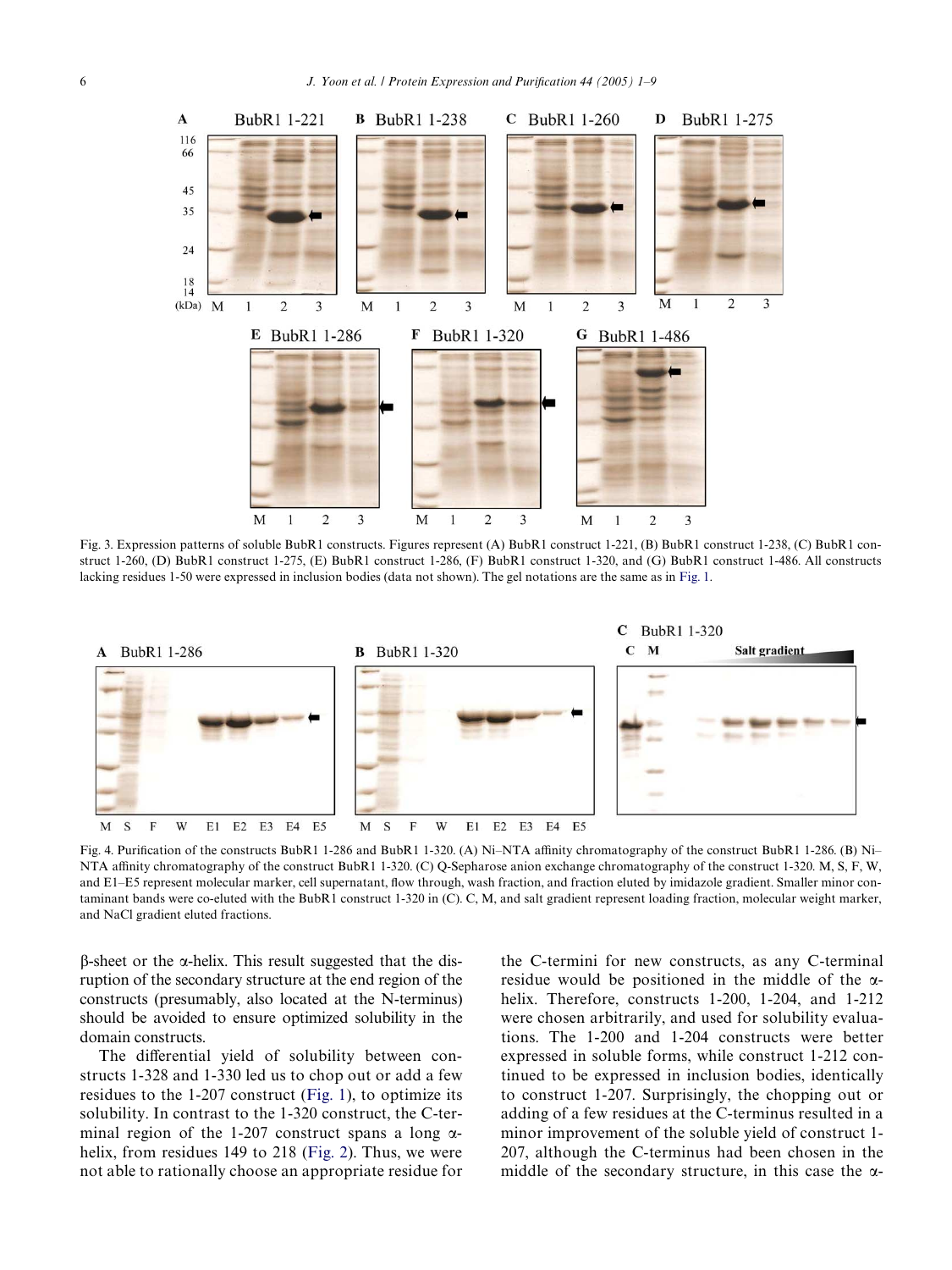Fig. 3. Expression patterns of soluble BubR1 constructs. Figures represent (A) BubR1 construct 1-221, (B) BubR1 construct 1-238, (C) BubR1 construct 1-260, (D) BubR1 construct 1-275, (E) BubR1 construct 1-286, (F) BubR1 construct 1-320, and (G) BubR1 construct 1-486. All constructs lacking residues 1-50 were expressed in inclusion bodies (data not shown). The gel notations are the same as in Fig. 1.

Fig. 4. Purification of the constructs BubR1 1-286 and BubR1 1-320. (A) Ni–NTA affinity chromatography of the construct BubR1 1-286. (B) Ni–NTA affinity chromatography of the construct BubR1 1-320. (C) Q-Sepharose anion exchange chromatography of the construct 1-320. M, S, F, W, and E1–E5 represent molecular marker, cell supernatant, flow through, wash fraction, and fraction eluted by imidazole gradient. Smaller minor contaminant bands were co-eluted with the BubR1 construct 1-320 in (C). C, M, and salt gradient represent loading fraction, molecular weight marker, and NaCl gradient eluted fractions.

β-sheet or the α-helix. This result suggested that the disruption of the secondary structure at the end region of the constructs (presumably, also located at the N-terminus) should be avoided to ensure optimized solubility in the domain constructs.

The differential yield of solubility between constructs 1-328 and 1-330 led us to chop out or add a few residues to the 1-207 construct (Fig. 1), to optimize its solubility. In contrast to the 1-320 construct, the C-terminal region of the 1-207 construct spans a long α-helix, from residues 149 to 218 (Fig. 2). Thus, we were not able to rationally choose an appropriate residue for the C-termini for new constructs, as any C-terminal residue would be positioned in the middle of the α-helix. Therefore, constructs 1-200, 1-204, and 1-212 were chosen arbitrarily, and used for solubility evaluations. The 1-200 and 1-204 constructs were better expressed in soluble forms, while construct 1-212 continued to be expressed in inclusion bodies, identically to construct 1-207. Surprisingly, the chopping out or adding of a few residues at the C-terminus resulted in a minor improvement of the soluble yield of construct 1-207, although the C-terminus had been chosen in the middle of the secondary structure, in this case the α-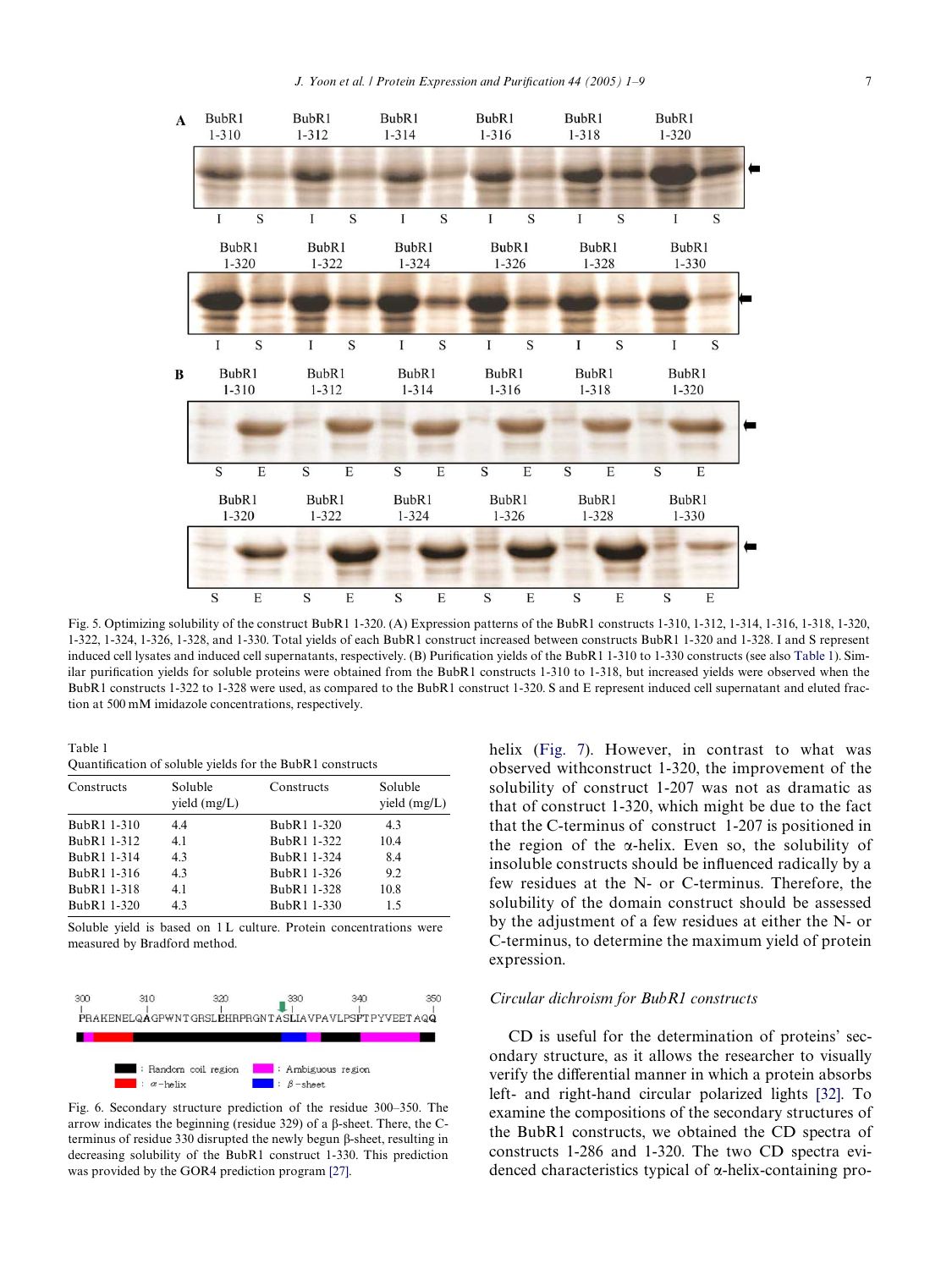Fig. 5. Optimizing solubility of the construct BubR1 1-320. (A) Expression patterns of the BubR1 constructs 1-310, 1-312, 1-314, 1-316, 1-318, 1-320, 1-322, 1-324, 1-326, 1-328, and 1-330. Total yields of each BubR1 construct increased between constructs BubR1 1-320 and 1-328. I and S represent induced cell lysates and induced cell supernatants, respectively. (B) Purification yields of the BubR1 1-310 to 1-330 constructs (see also Table 1). Similar purification yields for soluble proteins were obtained from the BubR1 constructs 1-310 to 1-318, but increased yields were observed when the BubR1 constructs 1-322 to 1-328 were used, as compared to the BubR1 construct 1-320. S and E represent induced cell supernatant and eluted fraction at 500 mM imidazole concentrations, respectively.

Table 1
Quantification of soluble yields for the BubR1 constructs

| Constructs | Soluble yield (mg/L) | Constructs | Soluble yield (mg/L) |
|---|---|---|---|
| BubR1 1-310 | 4.4 | BubR1 1-320 | 4.3 |
| BubR1 1-312 | 4.1 | BubR1 1-322 | 10.4 |
| BubR1 1-314 | 4.3 | BubR1 1-324 | 8.4 |
| BubR1 1-316 | 4.3 | BubR1 1-326 | 9.2 |
| BubR1 1-318 | 4.1 | BubR1 1-328 | 10.8 |
| BubR1 1-320 | 4.3 | BubR1 1-330 | 1.5 |

Soluble yield is based on 1 L culture. Protein concentrations were measured by Bradford method.

Fig. 6. Secondary structure prediction of the residue 300–350. The arrow indicates the beginning (residue 329) of a β-sheet. There, the C-terminus of residue 330 disrupted the newly begun β-sheet, resulting in decreasing solubility of the BubR1 construct 1-330. This prediction was provided by the GOR4 prediction program [27].

helix (Fig. 7). However, in contrast to what was observed withconstruct 1-320, the improvement of the solubility of construct 1-207 was not as dramatic as that of construct 1-320, which might be due to the fact that the C-terminus of construct 1-207 is positioned in the region of the α-helix. Even so, the solubility of insoluble constructs should be influenced radically by a few residues at the N- or C-terminus. Therefore, the solubility of the domain construct should be assessed by the adjustment of a few residues at either the N- or C-terminus, to determine the maximum yield of protein expression.

### *Circular dichroism for BubR1 constructs*

CD is useful for the determination of proteins' secondary structure, as it allows the researcher to visually verify the differential manner in which a protein absorbs left- and right-hand circular polarized lights [32]. To examine the compositions of the secondary structures of the BubR1 constructs, we obtained the CD spectra of constructs 1-286 and 1-320. The two CD spectra evidenced characteristics typical of α-helix-containing pro-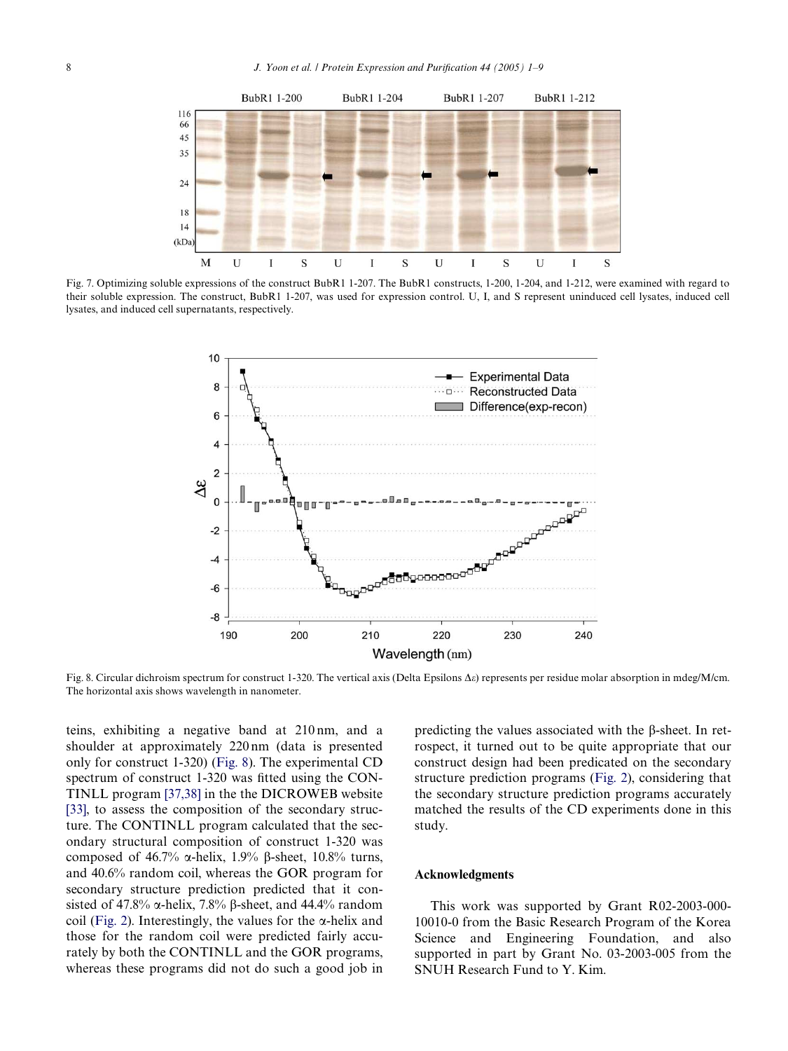Fig. 7. Optimizing soluble expressions of the construct BubR1 1-207. The BubR1 constructs, 1-200, 1-204, and 1-212, were examined with regard to their soluble expression. The construct, BubR1 1-207, was used for expression control. U, I, and S represent uninduced cell lysates, induced cell lysates, and induced cell supernatants, respectively.

Fig. 8. Circular dichroism spectrum for construct 1-320. The vertical axis (Delta Epsilons $\Delta\varepsilon$) represents per residue molar absorption in mdeg/M/cm. The horizontal axis shows wavelength in nanometer.

teins, exhibiting a negative band at 210 nm, and a shoulder at approximately 220 nm (data is presented only for construct 1-320) (Fig. 8). The experimental CD spectrum of construct 1-320 was fitted using the CONTINLL program [37,38] in the the DICROWEB website [33], to assess the composition of the secondary structure. The CONTINLL program calculated that the secondary structural composition of construct 1-320 was composed of 46.7% α-helix, 1.9% β-sheet, 10.8% turns, and 40.6% random coil, whereas the GOR program for secondary structure prediction predicted that it consisted of 47.8% α-helix, 7.8% β-sheet, and 44.4% random coil (Fig. 2). Interestingly, the values for the α-helix and those for the random coil were predicted fairly accurately by both the CONTINLL and the GOR programs, whereas these programs did not do such a good job in predicting the values associated with the β-sheet. In retrospect, it turned out to be quite appropriate that our construct design had been predicated on the secondary structure prediction programs (Fig. 2), considering that the secondary structure prediction programs accurately matched the results of the CD experiments done in this study.

## Acknowledgments

This work was supported by Grant R02-2003-000-10010-0 from the Basic Research Program of the Korea Science and Engineering Foundation, and also supported in part by Grant No. 03-2003-005 from the SNUH Research Fund to Y. Kim.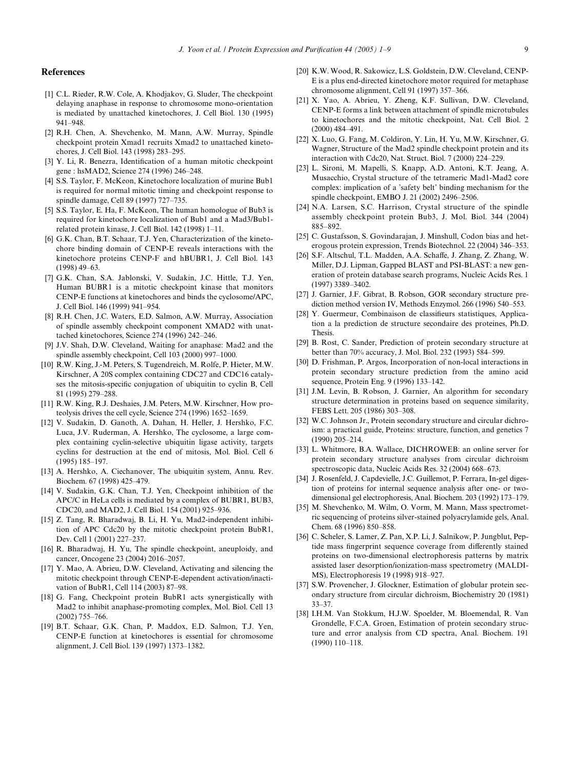## References

[1] C.L. Rieder, R.W. Cole, A. Khodjakov, G. Sluder, The checkpoint delaying anaphase in response to chromosome mono-orientation is mediated by unattached kinetochores, J. Cell Biol. 130 (1995) 941–948.

[2] R.H. Chen, A. Shevchenko, M. Mann, A.W. Murray, Spindle checkpoint protein Xmad1 recruits Xmad2 to unattached kinetochores, J. Cell Biol. 143 (1998) 283–295.

[3] Y. Li, R. Benezra, Identification of a human mitotic checkpoint gene : hsMAD2, Science 274 (1996) 246–248.

[4] S.S. Taylor, F. McKeon, Kinetochore localization of murine Bub1 is required for normal mitotic timing and checkpoint response to spindle damage, Cell 89 (1997) 727–735.

[5] S.S. Taylor, E. Ha, F. McKeon, The human homologue of Bub3 is required for kinetochore localization of Bub1 and a Mad3/Bub1-related protein kinase, J. Cell Biol. 142 (1998) 1–11.

[6] G.K. Chan, B.T. Schaar, T.J. Yen, Characterization of the kinetochore binding domain of CENP-E reveals interactions with the kinetochore proteins CENP-F and hBUBR1, J. Cell Biol. 143 (1998) 49–63.

[7] G.K. Chan, S.A. Jablonski, V. Sudakin, J.C. Hittle, T.J. Yen, Human BUBR1 is a mitotic checkpoint kinase that monitors CENP-E functions at kinetochores and binds the cyclosome/APC, J. Cell Biol. 146 (1999) 941–954.

[8] R.H. Chen, J.C. Waters, E.D. Salmon, A.W. Murray, Association of spindle assembly checkpoint component XMAD2 with unattached kinetochores, Science 274 (1996) 242–246.

[9] J.V. Shah, D.W. Cleveland, Waiting for anaphase: Mad2 and the spindle assembly checkpoint, Cell 103 (2000) 997–1000.

[10] R.W. King, J.-M. Peters, S. Tugendreich, M. Rolfe, P. Hieter, M.W. Kirschner, A 20S complex containing CDC27 and CDC16 catalyses the mitosis-specific conjugation of ubiquitin to cyclin B, Cell 81 (1995) 279–288.

[11] R.W. King, R.J. Deshaies, J.M. Peters, M.W. Kirschner, How proteolysis drives the cell cycle, Science 274 (1996) 1652–1659.

[12] V. Sudakin, D. Ganoth, A. Dahan, H. Heller, J. Hershko, F.C. Luca, J.V. Ruderman, A. Hershko, The cyclosome, a large complex containing cyclin-selective ubiquitin ligase activity, targets cyclins for destruction at the end of mitosis, Mol. Biol. Cell 6 (1995) 185–197.

[13] A. Hershko, A. Ciechanover, The ubiquitin system, Annu. Rev. Biochem. 67 (1998) 425–479.

[14] V. Sudakin, G.K. Chan, T.J. Yen, Checkpoint inhibition of the APC/C in HeLa cells is mediated by a complex of BUBR1, BUB3, CDC20, and MAD2, J. Cell Biol. 154 (2001) 925–936.

[15] Z. Tang, R. Bharadwaj, B. Li, H. Yu, Mad2-independent inhibition of APC Cdc20 by the mitotic checkpoint protein BubR1, Dev. Cell 1 (2001) 227–237.

[16] R. Bharadwaj, H. Yu, The spindle checkpoint, aneuploidy, and cancer, Oncogene 23 (2004) 2016–2057.

[17] Y. Mao, A. Abrieu, D.W. Cleveland, Activating and silencing the mitotic checkpoint through CENP-E-dependent activation/inactivation of BubR1, Cell 114 (2003) 87–98.

[18] G. Fang, Checkpoint protein BubR1 acts synergistically with Mad2 to inhibit anaphase-promoting complex, Mol. Biol. Cell 13 (2002) 755–766.

[19] B.T. Schaar, G.K. Chan, P. Maddox, E.D. Salmon, T.J. Yen, CENP-E function at kinetochores is essential for chromosome alignment, J. Cell Biol. 139 (1997) 1373–1382.

[20] K.W. Wood, R. Sakowicz, L.S. Goldstein, D.W. Cleveland, CENP-E is a plus end-directed kinetochore motor required for metaphase chromosome alignment, Cell 91 (1997) 357–366.

[21] X. Yao, A. Abrieu, Y. Zheng, K.F. Sullivan, D.W. Cleveland, CENP-E forms a link between attachment of spindle microtubules to kinetochores and the mitotic checkpoint, Nat. Cell Biol. 2 (2000) 484–491.

[22] X. Luo, G. Fang, M. Coldiron, Y. Lin, H. Yu, M.W. Kirschner, G. Wagner, Structure of the Mad2 spindle checkpoint protein and its interaction with Cdc20, Nat. Struct. Biol. 7 (2000) 224–229.

[23] L. Sironi, M. Mapelli, S. Knapp, A.D. Antoni, K.T. Jeang, A. Musacchio, Crystal structure of the tetrameric Mad1-Mad2 core complex: implication of a 'safety belt' binding mechanism for the spindle checkpoint, EMBO J. 21 (2002) 2496–2506.

[24] N.A. Larsen, S.C. Harrison, Crystal structure of the spindle assembly checkpoint protein Bub3, J. Mol. Biol. 344 (2004) 885–892.

[25] C. Gustafsson, S. Govindarajan, J. Minshull, Codon bias and heterogeous protein expression, Trends Biotechnol. 22 (2004) 346–353.

[26] S.F. Altschul, T.L. Madden, A.A. Schaffe, J. Zhang, Z. Zhang, W. Miller, D.J. Lipman, Gapped BLAST and PSI-BLAST: a new generation of protein database search programs, Nucleic Acids Res. 1 (1997) 3389–3402.

[27] J. Garnier, J.F. Gibrat, B. Robson, GOR secondary structure prediction method version IV, Methods Enzymol. 266 (1996) 540–553.

[28] Y. Guermeur, Combinaison de classifieurs statistiques, Application a la prediction de structure secondaire des proteines, Ph.D. Thesis.

[29] B. Rost, C. Sander, Prediction of protein secondary structure at better than 70% accuracy, J. Mol. Biol. 232 (1993) 584–599.

[30] D. Frishman, P. Argos, Incorporation of non-local interactions in protein secondary structure prediction from the amino acid sequence, Protein Eng. 9 (1996) 133–142.

[31] J.M. Levin, B. Robson, J. Garnier, An algorithm for secondary structure determination in proteins based on sequence similarity, FEBS Lett. 205 (1986) 303–308.

[32] W.C. Johnson Jr., Protein secondary structure and circular dichroism: a practical guide, Proteins: structure, function, and genetics 7 (1990) 205–214.

[33] L. Whitmore, B.A. Wallace, DICHROWEB: an online server for protein secondary structure analyses from circular dichroism spectroscopic data, Nucleic Acids Res. 32 (2004) 668–673.

[34] J. Rosenfeld, J. Capdevielle, J.C. Guillemot, P. Ferrara, In-gel digestion of proteins for internal sequence analysis after one- or two-dimensional gel electrophoresis, Anal. Biochem. 203 (1992) 173–179.

[35] M. Shevchenko, M. Wilm, O. Vorm, M. Mann, Mass spectrometric sequencing of proteins silver-stained polyacrylamide gels, Anal. Chem. 68 (1996) 850–858.

[36] C. Scheler, S. Lamer, Z. Pan, X.P. Li, J. Salnikow, P. Jungblut, Peptide mass fingerprint sequence coverage from differently stained proteins on two-dimensional electrophoresis patterns by matrix assisted laser desorption/ionization-mass spectrometry (MALDI-MS), Electrophoresis 19 (1998) 918–927.

[37] S.W. Provencher, J. Glockner, Estimation of globular protein secondary structure from circular dichroism, Biochemistry 20 (1981) 33–37.

[38] I.H.M. Van Stokkum, H.J.W. Spoelder, M. Bloemendal, R. Van Grondelle, F.C.A. Groen, Estimation of protein secondary structure and error analysis from CD spectra, Anal. Biochem. 191 (1990) 110–118.